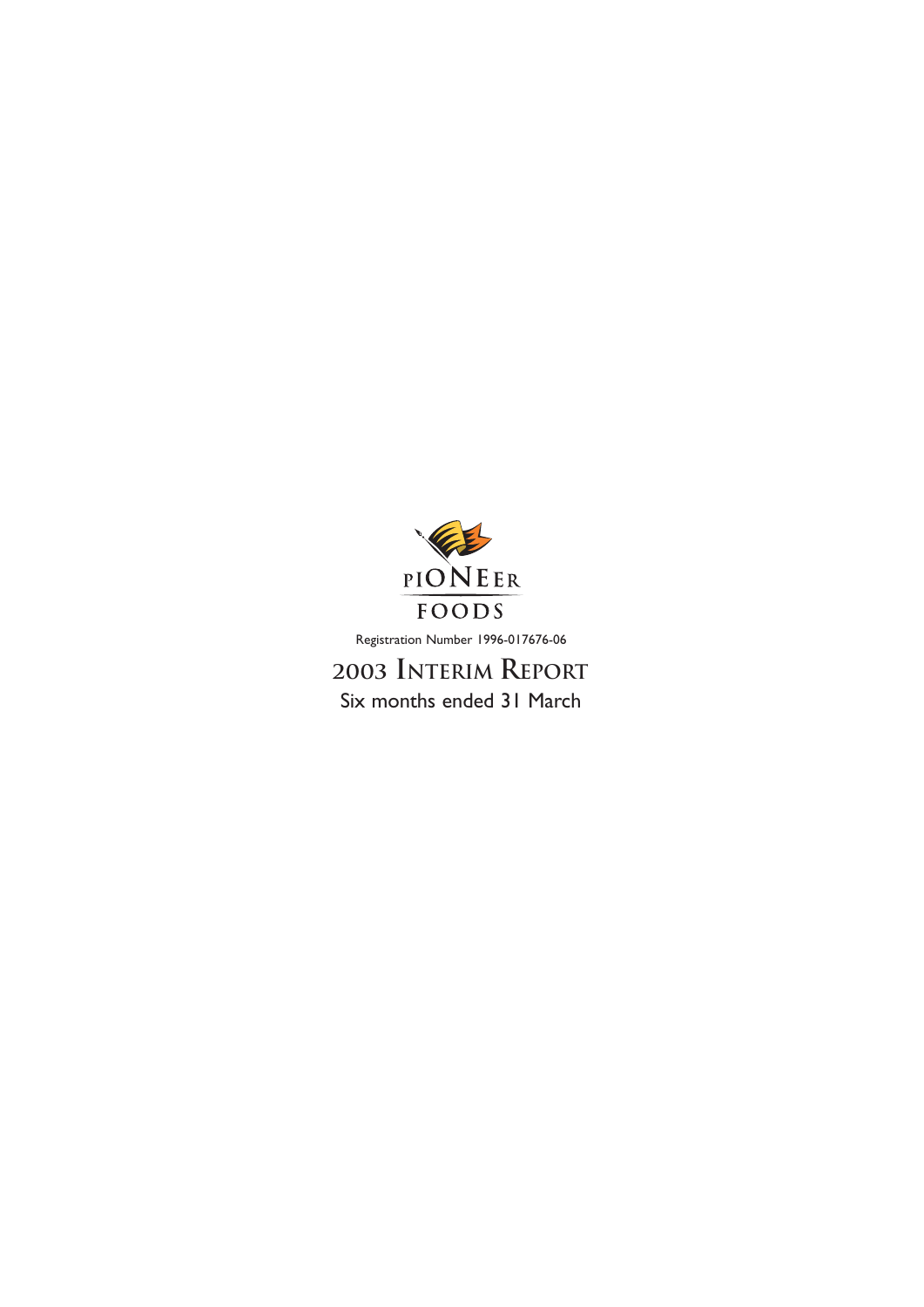PIONEER FOODS

Registration Number 1996-017676-06

# 2003 INTERIM REPORT

Six months ended 31 March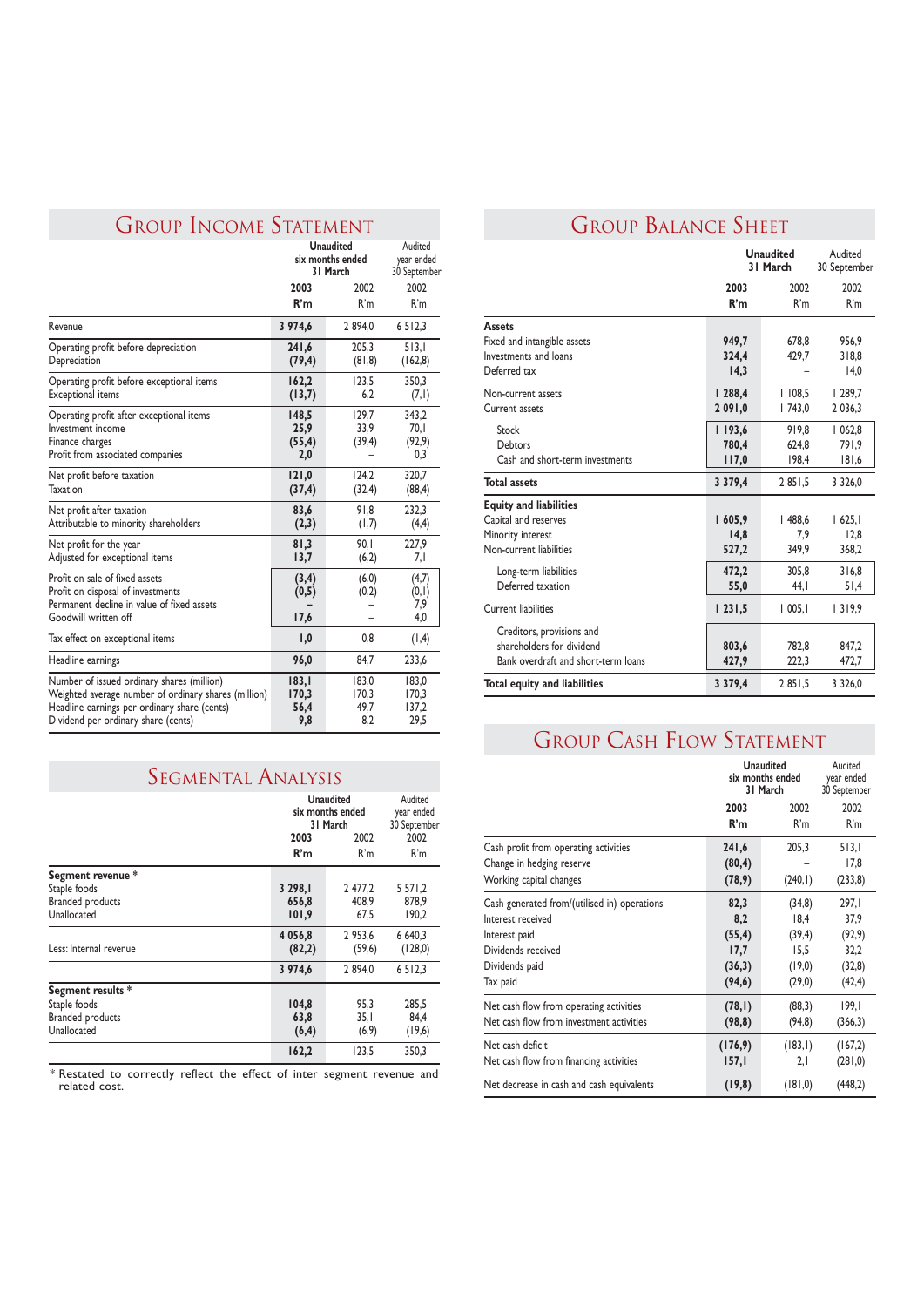## Group Income Statement

| | Unaudited six months ended 31 March | | Audited year ended 30 September |
|---|---|---|---|
| | **2003** | 2002 | 2002 |
| | **R'm** | R'm | R'm |
| Revenue | **3 974,6** | 2 894,0 | 6 512,3 |
| Operating profit before depreciation | **241,6** | 205,3 | 513,1 |
| Depreciation | **(79,4)** | (81,8) | (162,8) |
| Operating profit before exceptional items | **162,2** | 123,5 | 350,3 |
| Exceptional items | **(13,7)** | 6,2 | (7,1) |
| Operating profit after exceptional items | **148,5** | 129,7 | 343,2 |
| Investment income | **25,9** | 33,9 | 70,1 |
| Finance charges | **(55,4)** | (39,4) | (92,9) |
| Profit from associated companies | **2,0** | – | 0,3 |
| Net profit before taxation | **121,0** | 124,2 | 320,7 |
| Taxation | **(37,4)** | (32,4) | (88,4) |
| Net profit after taxation | **83,6** | 91,8 | 232,3 |
| Attributable to minority shareholders | **(2,3)** | (1,7) | (4,4) |
| Net profit for the year | **81,3** | 90,1 | 227,9 |
| Adjusted for exceptional items | **13,7** | (6,2) | 7,1 |
| Profit on sale of fixed assets | **(3,4)** | (6,0) | (4,7) |
| Profit on disposal of investments | **(0,5)** | (0,2) | (0,1) |
| Permanent decline in value of fixed assets | **–** | – | 7,9 |
| Goodwill written off | **17,6** | – | 4,0 |
| Tax effect on exceptional items | **1,0** | 0,8 | (1,4) |
| Headline earnings | **96,0** | 84,7 | 233,6 |
| Number of issued ordinary shares (million) | **183,1** | 183,0 | 183,0 |
| Weighted average number of ordinary shares (million) | **170,3** | 170,3 | 170,3 |
| Headline earnings per ordinary share (cents) | **56,4** | 49,7 | 137,2 |
| Dividend per ordinary share (cents) | **9,8** | 8,2 | 29,5 |

## Segmental Analysis

| | Unaudited six months ended 31 March | | Audited year ended 30 September |
|---|---|---|---|
| | **2003** | 2002 | 2002 |
| | **R'm** | R'm | R'm |
| **Segment revenue *** | | | |
| Staple foods | **3 298,1** | 2 477,2 | 5 571,2 |
| Branded products | **656,8** | 408,9 | 878,9 |
| Unallocated | **101,9** | 67,5 | 190,2 |
| | **4 056,8** | 2 953,6 | 6 640,3 |
| Less: Internal revenue | **(82,2)** | (59,6) | (128,0) |
| | **3 974,6** | 2 894,0 | 6 512,3 |
| **Segment results *** | | | |
| Staple foods | **104,8** | 95,3 | 285,5 |
| Branded products | **63,8** | 35,1 | 84,4 |
| Unallocated | **(6,4)** | (6,9) | (19,6) |
| | **162,2** | 123,5 | 350,3 |

* Restated to correctly reflect the effect of inter segment revenue and related cost.

## Group Balance Sheet

| | Unaudited 31 March | | Audited 30 September |
|---|---|---|---|
| | **2003** | 2002 | 2002 |
| | **R'm** | R'm | R'm |
| **Assets** | | | |
| Fixed and intangible assets | **949,7** | 678,8 | 956,9 |
| Investments and loans | **324,4** | 429,7 | 318,8 |
| Deferred tax | **14,3** | – | 14,0 |
| Non-current assets | **1 288,4** | 1 108,5 | 1 289,7 |
| Current assets | **2 091,0** | 1 743,0 | 2 036,3 |
| Stock | **1 193,6** | 919,8 | 1 062,8 |
| Debtors | **780,4** | 624,8 | 791,9 |
| Cash and short-term investments | **117,0** | 198,4 | 181,6 |
| **Total assets** | **3 379,4** | 2 851,5 | 3 326,0 |
| **Equity and liabilities** | | | |
| Capital and reserves | **1 605,9** | 1 488,6 | 1 625,1 |
| Minority interest | **14,8** | 7,9 | 12,8 |
| Non-current liabilities | **527,2** | 349,9 | 368,2 |
| Long-term liabilities | **472,2** | 305,8 | 316,8 |
| Deferred taxation | **55,0** | 44,1 | 51,4 |
| Current liabilities | **1 231,5** | 1 005,1 | 1 319,9 |
| Creditors, provisions and shareholders for dividend | **803,6** | 782,8 | 847,2 |
| Bank overdraft and short-term loans | **427,9** | 222,3 | 472,7 |
| **Total equity and liabilities** | **3 379,4** | 2 851,5 | 3 326,0 |

## Group Cash Flow Statement

| | Unaudited six months ended 31 March | | Audited year ended 30 September |
|---|---|---|---|
| | **2003** | 2002 | 2002 |
| | **R'm** | R'm | R'm |
| Cash profit from operating activities | **241,6** | 205,3 | 513,1 |
| Change in hedging reserve | **(80,4)** | – | 17,8 |
| Working capital changes | **(78,9)** | (240,1) | (233,8) |
| Cash generated from/(utilised in) operations | **82,3** | (34,8) | 297,1 |
| Interest received | **8,2** | 18,4 | 37,9 |
| Interest paid | **(55,4)** | (39,4) | (92,9) |
| Dividends received | **17,7** | 15,5 | 32,2 |
| Dividends paid | **(36,3)** | (19,0) | (32,8) |
| Tax paid | **(94,6)** | (29,0) | (42,4) |
| Net cash flow from operating activities | **(78,1)** | (88,3) | 199,1 |
| Net cash flow from investment activities | **(98,8)** | (94,8) | (366,3) |
| Net cash deficit | **(176,9)** | (183,1) | (167,2) |
| Net cash flow from financing activities | **157,1** | 2,1 | (281,0) |
| Net decrease in cash and cash equivalents | **(19,8)** | (181,0) | (448,2) |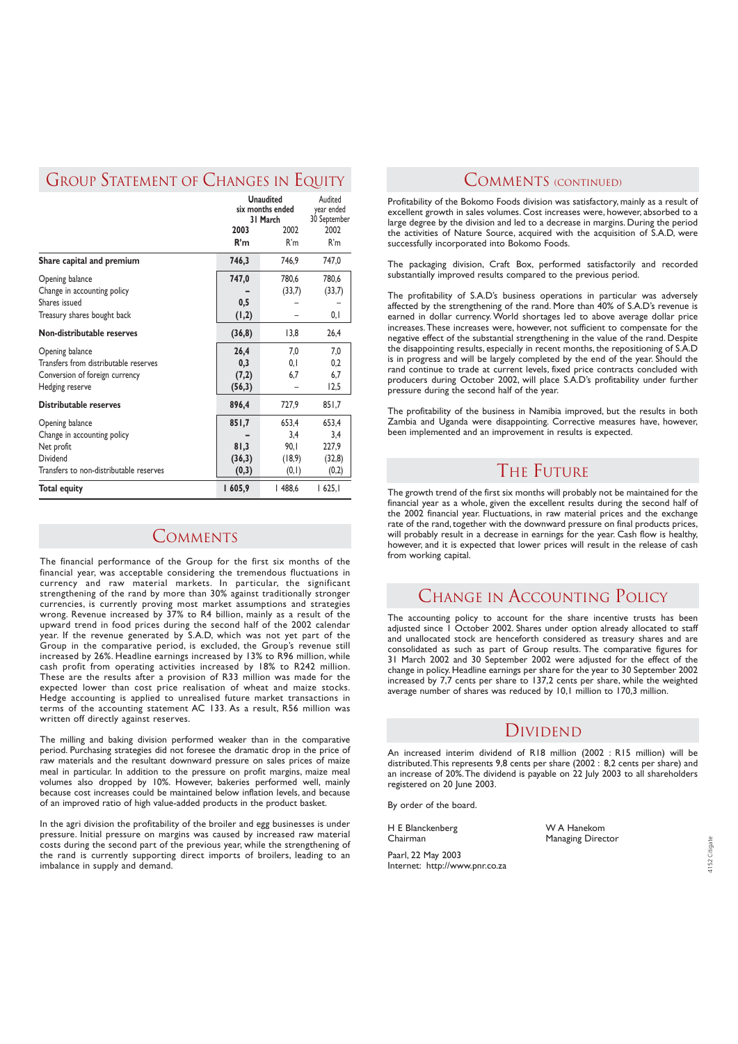## Group Statement of Changes in Equity

| | Unaudited six months ended 31 March 2003 R'm | Unaudited six months ended 31 March 2002 R'm | Audited year ended 30 September 2002 R'm |
|---|---|---|---|
| **Share capital and premium** | **746,3** | 746,9 | 747,0 |
| Opening balance | **747,0** | 780,6 | 780,6 |
| Change in accounting policy | **–** | (33,7) | (33,7) |
| Shares issued | **0,5** | – | – |
| Treasury shares bought back | **(1,2)** | – | 0,1 |
| **Non-distributable reserves** | **(36,8)** | 13,8 | 26,4 |
| Opening balance | **26,4** | 7,0 | 7,0 |
| Transfers from distributable reserves | **0,3** | 0,1 | 0,2 |
| Conversion of foreign currency | **(7,2)** | 6,7 | 6,7 |
| Hedging reserve | **(56,3)** | – | 12,5 |
| **Distributable reserves** | **896,4** | 727,9 | 851,7 |
| Opening balance | **851,7** | 653,4 | 653,4 |
| Change in accounting policy | **–** | 3,4 | 3,4 |
| Net profit | **81,3** | 90,1 | 227,9 |
| Dividend | **(36,3)** | (18,9) | (32,8) |
| Transfers to non-distributable reserves | **(0,3)** | (0,1) | (0,2) |
| **Total equity** | **1 605,9** | 1 488,6 | 1 625,1 |

## Comments

The financial performance of the Group for the first six months of the financial year, was acceptable considering the tremendous fluctuations in currency and raw material markets. In particular, the significant strengthening of the rand by more than 30% against traditionally stronger currencies, is currently proving most market assumptions and strategies wrong. Revenue increased by 37% to R4 billion, mainly as a result of the upward trend in food prices during the second half of the 2002 calendar year. If the revenue generated by S.A.D, which was not yet part of the Group in the comparative period, is excluded, the Group's revenue still increased by 26%. Headline earnings increased by 13% to R96 million, while cash profit from operating activities increased by 18% to R242 million. These are the results after a provision of R33 million was made for the expected lower than cost price realisation of wheat and maize stocks. Hedge accounting is applied to unrealised future market transactions in terms of the accounting statement AC 133. As a result, R56 million was written off directly against reserves.

The milling and baking division performed weaker than in the comparative period. Purchasing strategies did not foresee the dramatic drop in the price of raw materials and the resultant downward pressure on sales prices of maize meal in particular. In addition to the pressure on profit margins, maize meal volumes also dropped by 10%. However, bakeries performed well, mainly because cost increases could be maintained below inflation levels, and because of an improved ratio of high value-added products in the product basket.

In the agri division the profitability of the broiler and egg businesses is under pressure. Initial pressure on margins was caused by increased raw material costs during the second part of the previous year, while the strengthening of the rand is currently supporting direct imports of broilers, leading to an imbalance in supply and demand.

## Comments (continued)

Profitability of the Bokomo Foods division was satisfactory, mainly as a result of excellent growth in sales volumes. Cost increases were, however, absorbed to a large degree by the division and led to a decrease in margins. During the period the activities of Nature Source, acquired with the acquisition of S.A.D, were successfully incorporated into Bokomo Foods.

The packaging division, Craft Box, performed satisfactorily and recorded substantially improved results compared to the previous period.

The profitability of S.A.D's business operations in particular was adversely affected by the strengthening of the rand. More than 40% of S.A.D's revenue is earned in dollar currency. World shortages led to above average dollar price increases. These increases were, however, not sufficient to compensate for the negative effect of the substantial strengthening in the value of the rand. Despite the disappointing results, especially in recent months, the repositioning of S.A.D is in progress and will be largely completed by the end of the year. Should the rand continue to trade at current levels, fixed price contracts concluded with producers during October 2002, will place S.A.D's profitability under further pressure during the second half of the year.

The profitability of the business in Namibia improved, but the results in both Zambia and Uganda were disappointing. Corrective measures have, however, been implemented and an improvement in results is expected.

## The Future

The growth trend of the first six months will probably not be maintained for the financial year as a whole, given the excellent results during the second half of the 2002 financial year. Fluctuations, in raw material prices and the exchange rate of the rand, together with the downward pressure on final products prices, will probably result in a decrease in earnings for the year. Cash flow is healthy, however, and it is expected that lower prices will result in the release of cash from working capital.

## Change in Accounting Policy

The accounting policy to account for the share incentive trusts has been adjusted since 1 October 2002. Shares under option already allocated to staff and unallocated stock are henceforth considered as treasury shares and are consolidated as such as part of Group results. The comparative figures for 31 March 2002 and 30 September 2002 were adjusted for the effect of the change in policy. Headline earnings per share for the year to 30 September 2002 increased by 7,7 cents per share to 137,2 cents per share, while the weighted average number of shares was reduced by 10,1 million to 170,3 million.

## Dividend

An increased interim dividend of R18 million (2002 : R15 million) will be distributed. This represents 9,8 cents per share (2002 : 8,2 cents per share) and an increase of 20%. The dividend is payable on 22 July 2003 to all shareholders registered on 20 June 2003.

By order of the board.

H E Blanckenberg
Chairman

W A Hanekom
Managing Director

Paarl, 22 May 2003
Internet: http://www.pnr.co.za

4152 Citigate